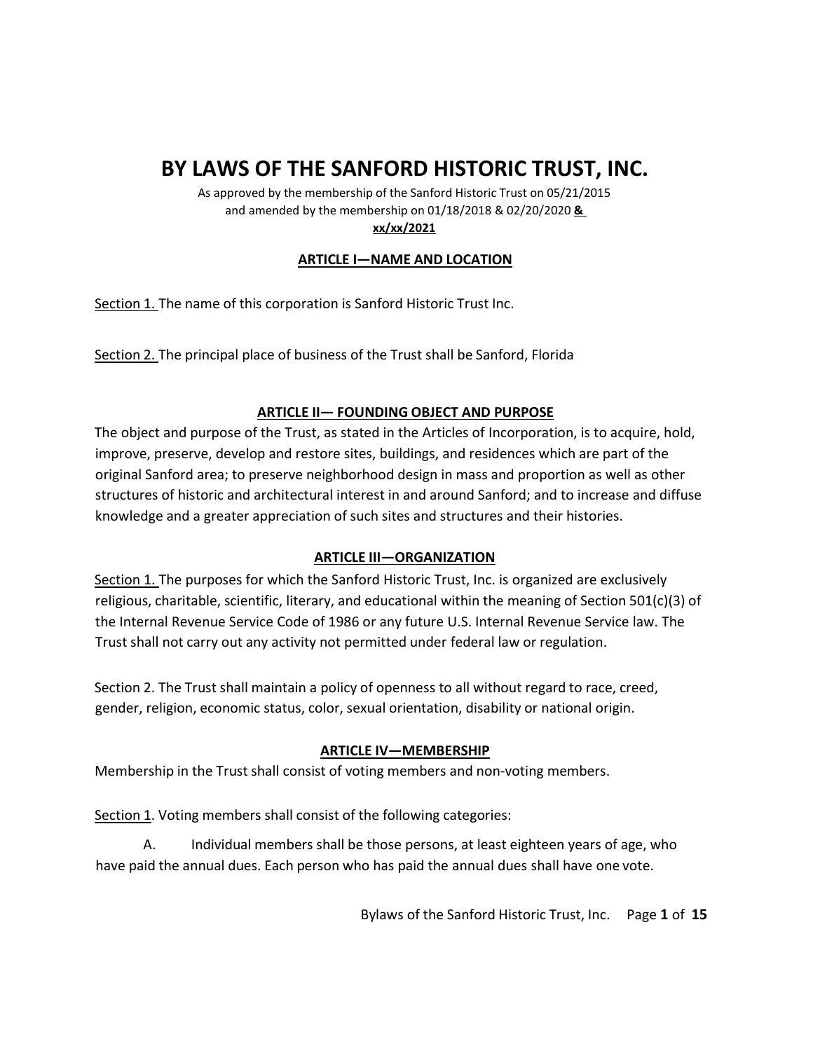# BY LAWS OF THE SANFORD HISTORIC TRUST, INC.

As approved by the membership of the Sanford Historic Trust on 05/21/2015
and amended by the membership on 01/18/2018 & 02/20/2020 **&**
**xx/xx/2021**

## ARTICLE I—NAME AND LOCATION

Section 1. The name of this corporation is Sanford Historic Trust Inc.

Section 2. The principal place of business of the Trust shall be Sanford, Florida

## ARTICLE II— FOUNDING OBJECT AND PURPOSE

The object and purpose of the Trust, as stated in the Articles of Incorporation, is to acquire, hold, improve, preserve, develop and restore sites, buildings, and residences which are part of the original Sanford area; to preserve neighborhood design in mass and proportion as well as other structures of historic and architectural interest in and around Sanford; and to increase and diffuse knowledge and a greater appreciation of such sites and structures and their histories.

## ARTICLE III—ORGANIZATION

Section 1. The purposes for which the Sanford Historic Trust, Inc. is organized are exclusively religious, charitable, scientific, literary, and educational within the meaning of Section 501(c)(3) of the Internal Revenue Service Code of 1986 or any future U.S. Internal Revenue Service law. The Trust shall not carry out any activity not permitted under federal law or regulation.

Section 2. The Trust shall maintain a policy of openness to all without regard to race, creed, gender, religion, economic status, color, sexual orientation, disability or national origin.

## ARTICLE IV—MEMBERSHIP

Membership in the Trust shall consist of voting members and non-voting members.

Section 1. Voting members shall consist of the following categories:

A. Individual members shall be those persons, at least eighteen years of age, who have paid the annual dues. Each person who has paid the annual dues shall have one vote.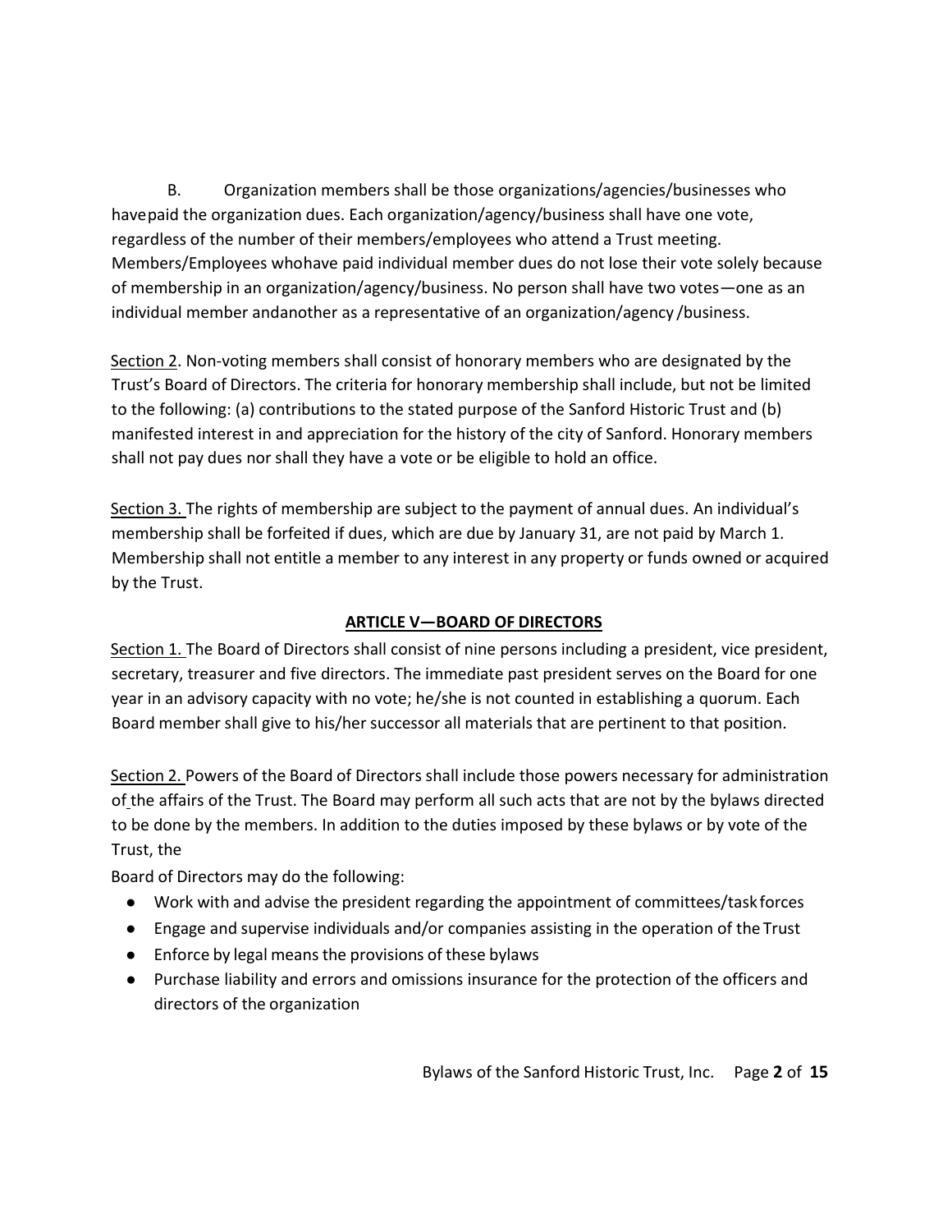B. Organization members shall be those organizations/agencies/businesses who have paid the organization dues. Each organization/agency/business shall have one vote, regardless of the number of their members/employees who attend a Trust meeting. Members/Employees who have paid individual member dues do not lose their vote solely because of membership in an organization/agency/business. No person shall have two votes—one as an individual member and another as a representative of an organization/agency/business.

<u>Section 2</u>. Non-voting members shall consist of honorary members who are designated by the Trust's Board of Directors. The criteria for honorary membership shall include, but not be limited to the following: (a) contributions to the stated purpose of the Sanford Historic Trust and (b) manifested interest in and appreciation for the history of the city of Sanford. Honorary members shall not pay dues nor shall they have a vote or be eligible to hold an office.

<u>Section 3.</u> The rights of membership are subject to the payment of annual dues. An individual's membership shall be forfeited if dues, which are due by January 31, are not paid by March 1. Membership shall not entitle a member to any interest in any property or funds owned or acquired by the Trust.

## ARTICLE V—BOARD OF DIRECTORS

<u>Section 1.</u> The Board of Directors shall consist of nine persons including a president, vice president, secretary, treasurer and five directors. The immediate past president serves on the Board for one year in an advisory capacity with no vote; he/she is not counted in establishing a quorum. Each Board member shall give to his/her successor all materials that are pertinent to that position.

<u>Section 2.</u> Powers of the Board of Directors shall include those powers necessary for administration of the affairs of the Trust. The Board may perform all such acts that are not by the bylaws directed to be done by the members. In addition to the duties imposed by these bylaws or by vote of the Trust, the

Board of Directors may do the following:

- Work with and advise the president regarding the appointment of committees/task forces
- Engage and supervise individuals and/or companies assisting in the operation of the Trust
- Enforce by legal means the provisions of these bylaws
- Purchase liability and errors and omissions insurance for the protection of the officers and directors of the organization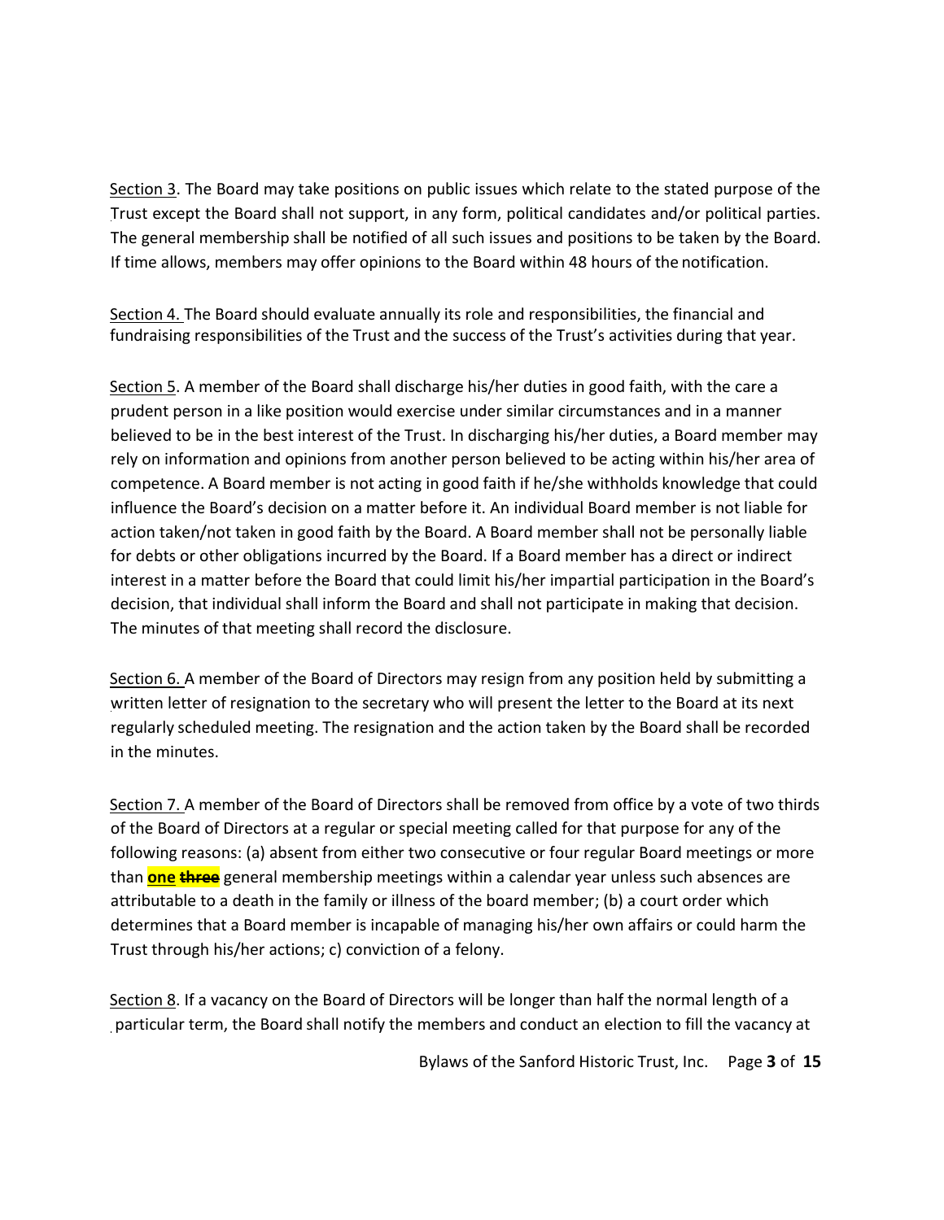<u>Section 3</u>. The Board may take positions on public issues which relate to the stated purpose of the Trust except the Board shall not support, in any form, political candidates and/or political parties. The general membership shall be notified of all such issues and positions to be taken by the Board. If time allows, members may offer opinions to the Board within 48 hours of the notification.

<u>Section 4.</u> The Board should evaluate annually its role and responsibilities, the financial and fundraising responsibilities of the Trust and the success of the Trust's activities during that year.

<u>Section 5</u>. A member of the Board shall discharge his/her duties in good faith, with the care a prudent person in a like position would exercise under similar circumstances and in a manner believed to be in the best interest of the Trust. In discharging his/her duties, a Board member may rely on information and opinions from another person believed to be acting within his/her area of competence. A Board member is not acting in good faith if he/she withholds knowledge that could influence the Board's decision on a matter before it. An individual Board member is not liable for action taken/not taken in good faith by the Board. A Board member shall not be personally liable for debts or other obligations incurred by the Board. If a Board member has a direct or indirect interest in a matter before the Board that could limit his/her impartial participation in the Board's decision, that individual shall inform the Board and shall not participate in making that decision. The minutes of that meeting shall record the disclosure.

<u>Section 6.</u> A member of the Board of Directors may resign from any position held by submitting a written letter of resignation to the secretary who will present the letter to the Board at its next regularly scheduled meeting. The resignation and the action taken by the Board shall be recorded in the minutes.

<u>Section 7.</u> A member of the Board of Directors shall be removed from office by a vote of two thirds of the Board of Directors at a regular or special meeting called for that purpose for any of the following reasons: (a) absent from either two consecutive or four regular Board meetings or more than <u>**one**</u> ~~**three**~~ general membership meetings within a calendar year unless such absences are attributable to a death in the family or illness of the board member; (b) a court order which determines that a Board member is incapable of managing his/her own affairs or could harm the Trust through his/her actions; c) conviction of a felony.

<u>Section 8</u>. If a vacancy on the Board of Directors will be longer than half the normal length of a particular term, the Board shall notify the members and conduct an election to fill the vacancy at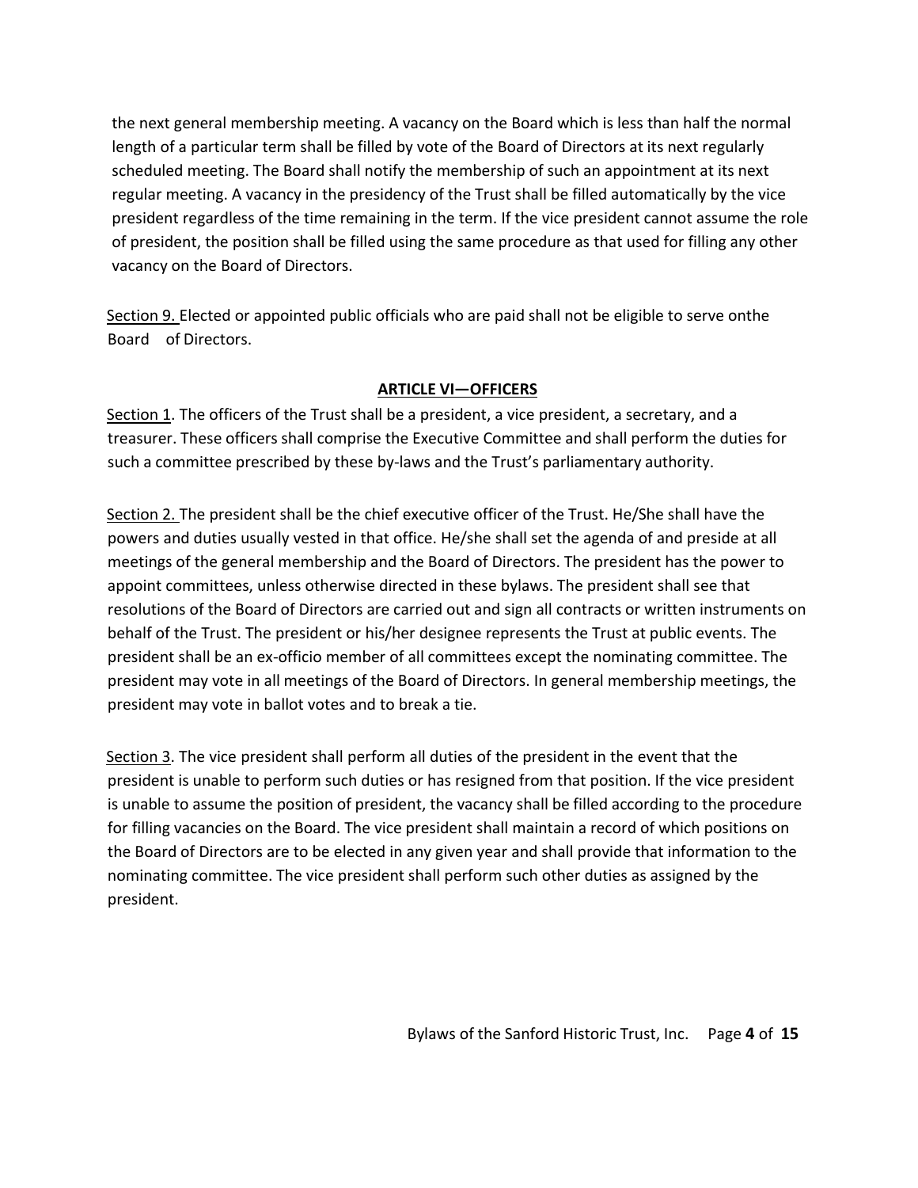the next general membership meeting. A vacancy on the Board which is less than half the normal length of a particular term shall be filled by vote of the Board of Directors at its next regularly scheduled meeting. The Board shall notify the membership of such an appointment at its next regular meeting. A vacancy in the presidency of the Trust shall be filled automatically by the vice president regardless of the time remaining in the term. If the vice president cannot assume the role of president, the position shall be filled using the same procedure as that used for filling any other vacancy on the Board of Directors.

Section 9. Elected or appointed public officials who are paid shall not be eligible to serve onthe Board of Directors.

## ARTICLE VI—OFFICERS

Section 1. The officers of the Trust shall be a president, a vice president, a secretary, and a treasurer. These officers shall comprise the Executive Committee and shall perform the duties for such a committee prescribed by these by-laws and the Trust's parliamentary authority.

Section 2. The president shall be the chief executive officer of the Trust. He/She shall have the powers and duties usually vested in that office. He/she shall set the agenda of and preside at all meetings of the general membership and the Board of Directors. The president has the power to appoint committees, unless otherwise directed in these bylaws. The president shall see that resolutions of the Board of Directors are carried out and sign all contracts or written instruments on behalf of the Trust. The president or his/her designee represents the Trust at public events. The president shall be an ex-officio member of all committees except the nominating committee. The president may vote in all meetings of the Board of Directors. In general membership meetings, the president may vote in ballot votes and to break a tie.

Section 3. The vice president shall perform all duties of the president in the event that the president is unable to perform such duties or has resigned from that position. If the vice president is unable to assume the position of president, the vacancy shall be filled according to the procedure for filling vacancies on the Board. The vice president shall maintain a record of which positions on the Board of Directors are to be elected in any given year and shall provide that information to the nominating committee. The vice president shall perform such other duties as assigned by the president.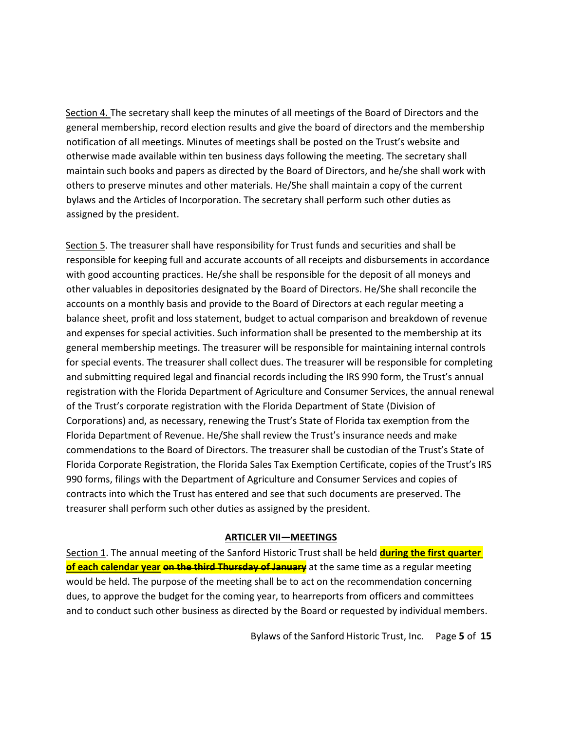Section 4. The secretary shall keep the minutes of all meetings of the Board of Directors and the general membership, record election results and give the board of directors and the membership notification of all meetings. Minutes of meetings shall be posted on the Trust's website and otherwise made available within ten business days following the meeting. The secretary shall maintain such books and papers as directed by the Board of Directors, and he/she shall work with others to preserve minutes and other materials. He/She shall maintain a copy of the current bylaws and the Articles of Incorporation. The secretary shall perform such other duties as assigned by the president.

Section 5. The treasurer shall have responsibility for Trust funds and securities and shall be responsible for keeping full and accurate accounts of all receipts and disbursements in accordance with good accounting practices. He/she shall be responsible for the deposit of all moneys and other valuables in depositories designated by the Board of Directors. He/She shall reconcile the accounts on a monthly basis and provide to the Board of Directors at each regular meeting a balance sheet, profit and loss statement, budget to actual comparison and breakdown of revenue and expenses for special activities. Such information shall be presented to the membership at its general membership meetings. The treasurer will be responsible for maintaining internal controls for special events. The treasurer shall collect dues. The treasurer will be responsible for completing and submitting required legal and financial records including the IRS 990 form, the Trust's annual registration with the Florida Department of Agriculture and Consumer Services, the annual renewal of the Trust's corporate registration with the Florida Department of State (Division of Corporations) and, as necessary, renewing the Trust's State of Florida tax exemption from the Florida Department of Revenue. He/She shall review the Trust's insurance needs and make commendations to the Board of Directors. The treasurer shall be custodian of the Trust's State of Florida Corporate Registration, the Florida Sales Tax Exemption Certificate, copies of the Trust's IRS 990 forms, filings with the Department of Agriculture and Consumer Services and copies of contracts into which the Trust has entered and see that such documents are preserved. The treasurer shall perform such other duties as assigned by the president.

## ARTICLER VII—MEETINGS

Section 1. The annual meeting of the Sanford Historic Trust shall be held **during the first quarter of each calendar year** ~~**on the third Thursday of January**~~ at the same time as a regular meeting would be held. The purpose of the meeting shall be to act on the recommendation concerning dues, to approve the budget for the coming year, to hearreports from officers and committees and to conduct such other business as directed by the Board or requested by individual members.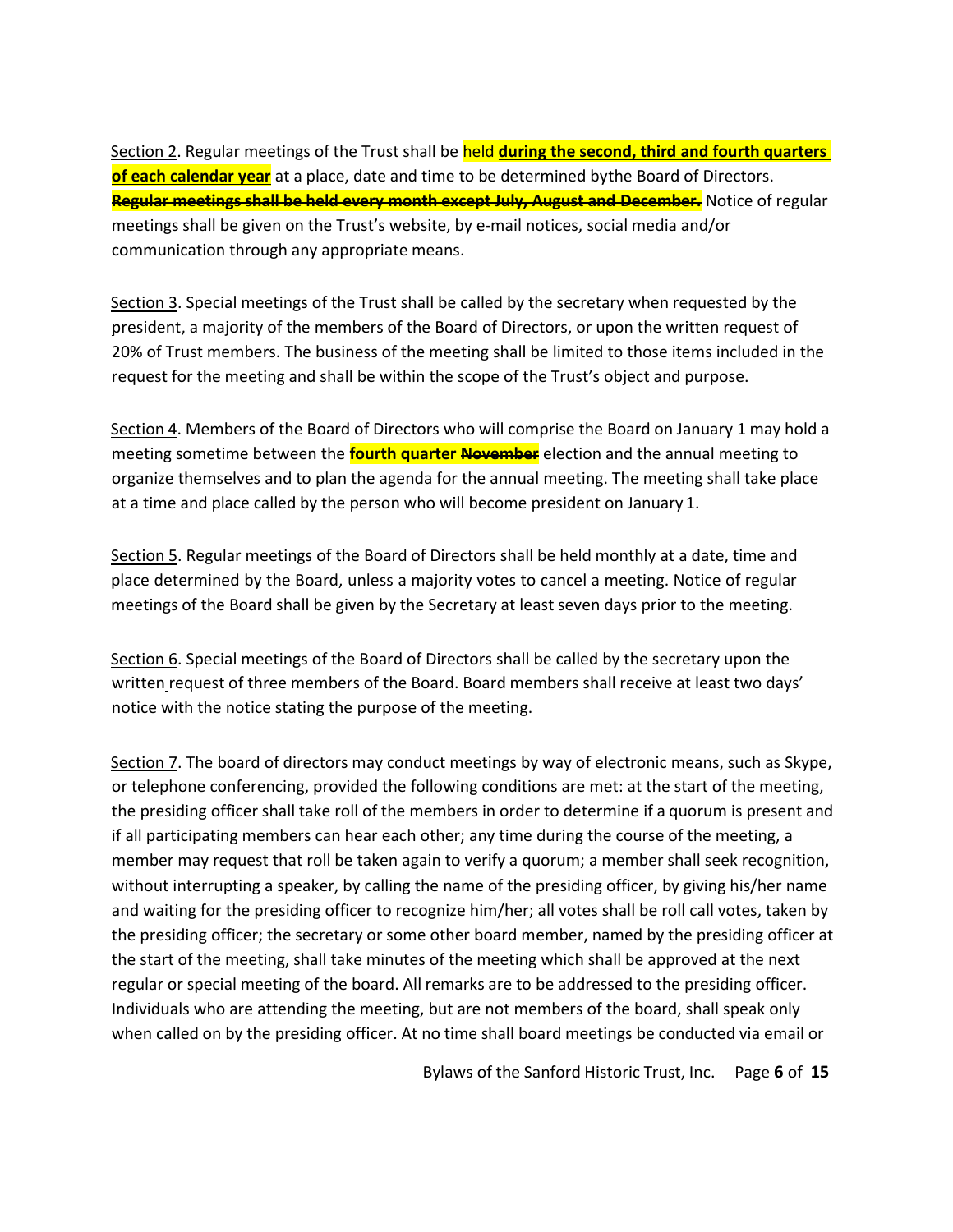Section 2. Regular meetings of the Trust shall be held **during the second, third and fourth quarters of each calendar year** at a place, date and time to be determined bythe Board of Directors. ~~**Regular meetings shall be held every month except July, August and December.**~~ Notice of regular meetings shall be given on the Trust's website, by e-mail notices, social media and/or communication through any appropriate means.

Section 3. Special meetings of the Trust shall be called by the secretary when requested by the president, a majority of the members of the Board of Directors, or upon the written request of 20% of Trust members. The business of the meeting shall be limited to those items included in the request for the meeting and shall be within the scope of the Trust's object and purpose.

Section 4. Members of the Board of Directors who will comprise the Board on January 1 may hold a meeting sometime between the **fourth quarter** ~~**November**~~ election and the annual meeting to organize themselves and to plan the agenda for the annual meeting. The meeting shall take place at a time and place called by the person who will become president on January 1.

Section 5. Regular meetings of the Board of Directors shall be held monthly at a date, time and place determined by the Board, unless a majority votes to cancel a meeting. Notice of regular meetings of the Board shall be given by the Secretary at least seven days prior to the meeting.

Section 6. Special meetings of the Board of Directors shall be called by the secretary upon the written request of three members of the Board. Board members shall receive at least two days' notice with the notice stating the purpose of the meeting.

Section 7. The board of directors may conduct meetings by way of electronic means, such as Skype, or telephone conferencing, provided the following conditions are met: at the start of the meeting, the presiding officer shall take roll of the members in order to determine if a quorum is present and if all participating members can hear each other; any time during the course of the meeting, a member may request that roll be taken again to verify a quorum; a member shall seek recognition, without interrupting a speaker, by calling the name of the presiding officer, by giving his/her name and waiting for the presiding officer to recognize him/her; all votes shall be roll call votes, taken by the presiding officer; the secretary or some other board member, named by the presiding officer at the start of the meeting, shall take minutes of the meeting which shall be approved at the next regular or special meeting of the board. All remarks are to be addressed to the presiding officer. Individuals who are attending the meeting, but are not members of the board, shall speak only when called on by the presiding officer. At no time shall board meetings be conducted via email or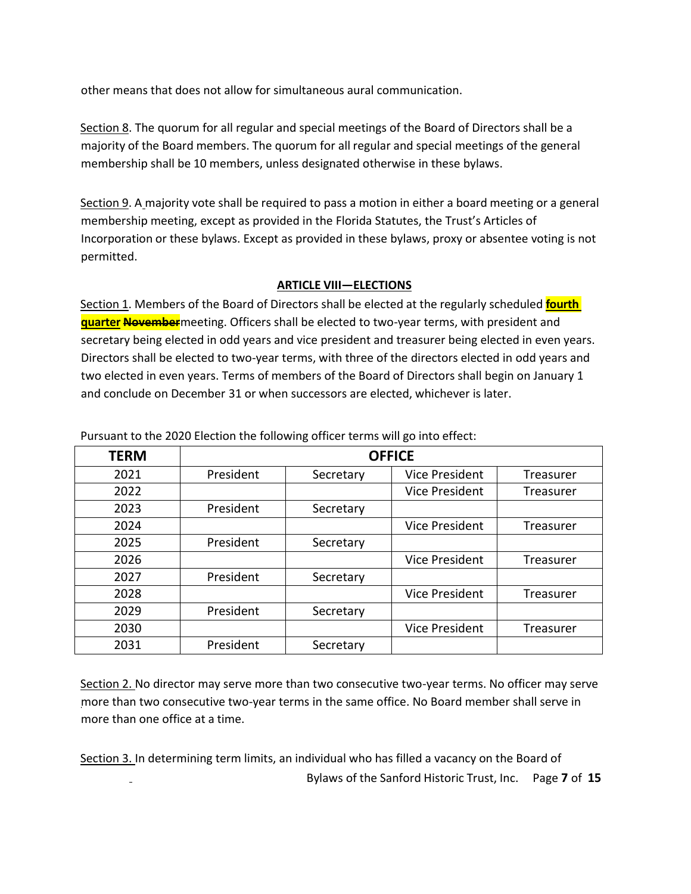other means that does not allow for simultaneous aural communication.

Section 8. The quorum for all regular and special meetings of the Board of Directors shall be a majority of the Board members. The quorum for all regular and special meetings of the general membership shall be 10 members, unless designated otherwise in these bylaws.

Section 9. A majority vote shall be required to pass a motion in either a board meeting or a general membership meeting, except as provided in the Florida Statutes, the Trust's Articles of Incorporation or these bylaws. Except as provided in these bylaws, proxy or absentee voting is not permitted.

## ARTICLE VIII—ELECTIONS

Section 1. Members of the Board of Directors shall be elected at the regularly scheduled **fourth quarter** ~~**November**~~meeting. Officers shall be elected to two-year terms, with president and secretary being elected in odd years and vice president and treasurer being elected in even years. Directors shall be elected to two-year terms, with three of the directors elected in odd years and two elected in even years. Terms of members of the Board of Directors shall begin on January 1 and conclude on December 31 or when successors are elected, whichever is later.

Pursuant to the 2020 Election the following officer terms will go into effect:

| TERM | OFFICE | | | |
|---|---|---|---|---|
| 2021 | President | Secretary | Vice President | Treasurer |
| 2022 | | | Vice President | Treasurer |
| 2023 | President | Secretary | | |
| 2024 | | | Vice President | Treasurer |
| 2025 | President | Secretary | | |
| 2026 | | | Vice President | Treasurer |
| 2027 | President | Secretary | | |
| 2028 | | | Vice President | Treasurer |
| 2029 | President | Secretary | | |
| 2030 | | | Vice President | Treasurer |
| 2031 | President | Secretary | | |

Section 2. No director may serve more than two consecutive two-year terms. No officer may serve more than two consecutive two-year terms in the same office. No Board member shall serve in more than one office at a time.

Section 3. In determining term limits, an individual who has filled a vacancy on the Board of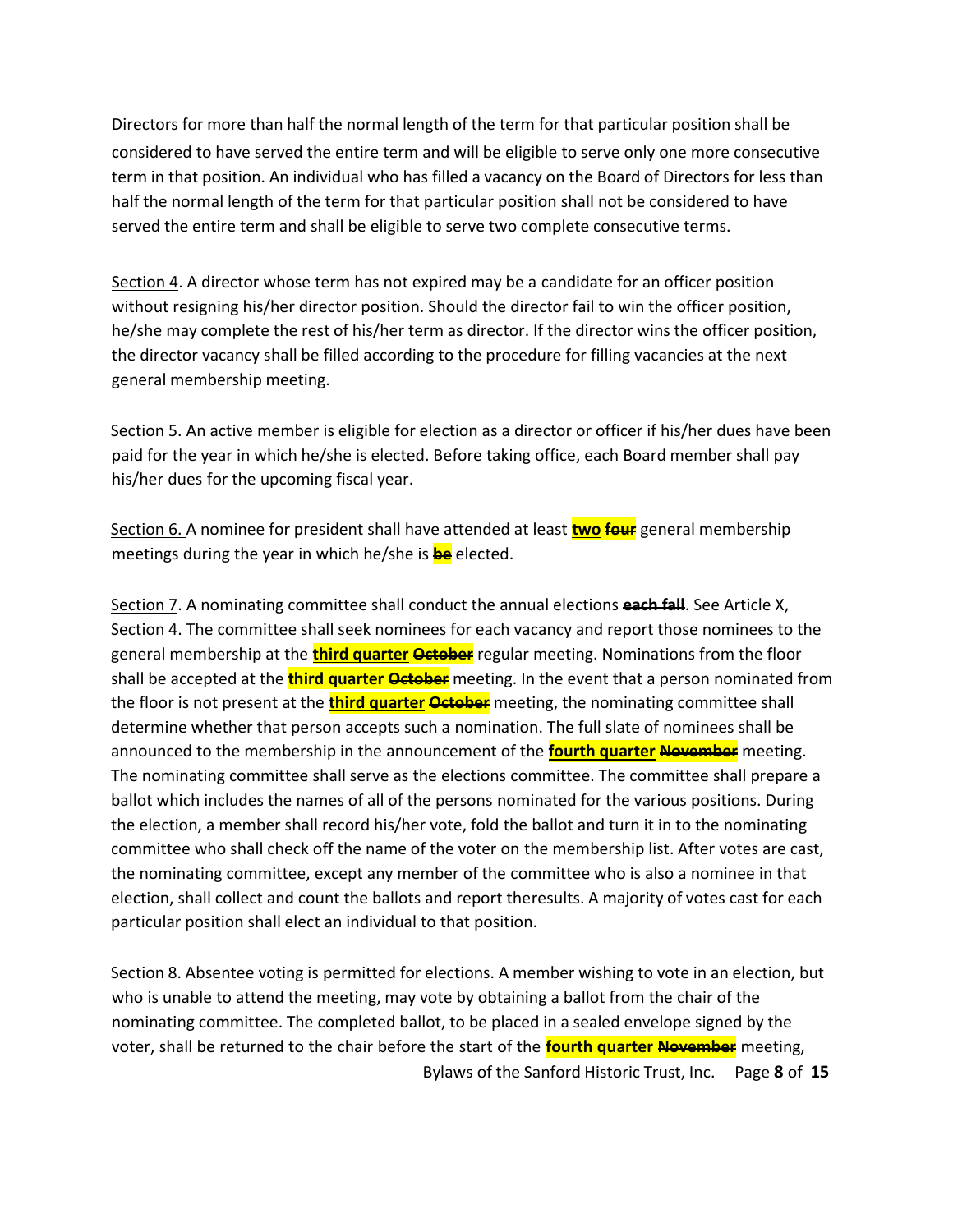Directors for more than half the normal length of the term for that particular position shall be considered to have served the entire term and will be eligible to serve only one more consecutive term in that position. An individual who has filled a vacancy on the Board of Directors for less than half the normal length of the term for that particular position shall not be considered to have served the entire term and shall be eligible to serve two complete consecutive terms.

<u>Section 4</u>. A director whose term has not expired may be a candidate for an officer position without resigning his/her director position. Should the director fail to win the officer position, he/she may complete the rest of his/her term as director. If the director wins the officer position, the director vacancy shall be filled according to the procedure for filling vacancies at the next general membership meeting.

<u>Section 5.</u> An active member is eligible for election as a director or officer if his/her dues have been paid for the year in which he/she is elected. Before taking office, each Board member shall pay his/her dues for the upcoming fiscal year.

<u>Section 6.</u> A nominee for president shall have attended at least **<u>two</u>** ~~**four**~~ general membership meetings during the year in which he/she is ~~**be**~~ elected.

<u>Section 7</u>. A nominating committee shall conduct the annual elections ~~**each fall**~~. See Article X, Section 4. The committee shall seek nominees for each vacancy and report those nominees to the general membership at the **<u>third quarter</u>** ~~**October**~~ regular meeting. Nominations from the floor shall be accepted at the **<u>third quarter</u>** ~~**October**~~ meeting. In the event that a person nominated from the floor is not present at the **<u>third quarter</u>** ~~**October**~~ meeting, the nominating committee shall determine whether that person accepts such a nomination. The full slate of nominees shall be announced to the membership in the announcement of the **<u>fourth quarter</u>** ~~**November**~~ meeting. The nominating committee shall serve as the elections committee. The committee shall prepare a ballot which includes the names of all of the persons nominated for the various positions. During the election, a member shall record his/her vote, fold the ballot and turn it in to the nominating committee who shall check off the name of the voter on the membership list. After votes are cast, the nominating committee, except any member of the committee who is also a nominee in that election, shall collect and count the ballots and report theresults. A majority of votes cast for each particular position shall elect an individual to that position.

<u>Section 8</u>. Absentee voting is permitted for elections. A member wishing to vote in an election, but who is unable to attend the meeting, may vote by obtaining a ballot from the chair of the nominating committee. The completed ballot, to be placed in a sealed envelope signed by the voter, shall be returned to the chair before the start of the **<u>fourth quarter</u>** ~~**November**~~ meeting,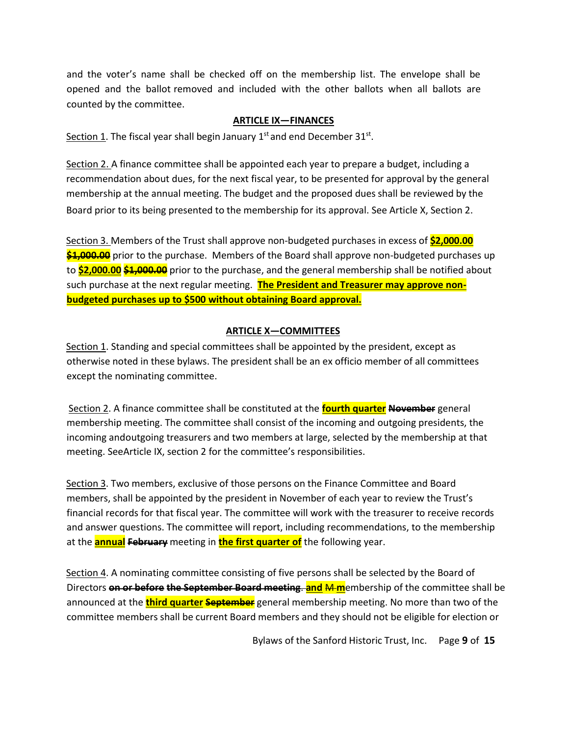and the voter's name shall be checked off on the membership list. The envelope shall be opened and the ballot removed and included with the other ballots when all ballots are counted by the committee.

## ARTICLE IX—FINANCES

Section 1. The fiscal year shall begin January 1st and end December 31st.

Section 2. A finance committee shall be appointed each year to prepare a budget, including a recommendation about dues, for the next fiscal year, to be presented for approval by the general membership at the annual meeting. The budget and the proposed dues shall be reviewed by the Board prior to its being presented to the membership for its approval. See Article X, Section 2.

Section 3. Members of the Trust shall approve non-budgeted purchases in excess of **$2,000.00** ~~**$1,000.00**~~ prior to the purchase. Members of the Board shall approve non-budgeted purchases up to **$2,000.00** ~~**$1,000.00**~~ prior to the purchase, and the general membership shall be notified about such purchase at the next regular meeting. **The President and Treasurer may approve non-budgeted purchases up to $500 without obtaining Board approval.**

## ARTICLE X—COMMITTEES

Section 1. Standing and special committees shall be appointed by the president, except as otherwise noted in these bylaws. The president shall be an ex officio member of all committees except the nominating committee.

Section 2. A finance committee shall be constituted at the **fourth quarter** ~~**November**~~ general membership meeting. The committee shall consist of the incoming and outgoing presidents, the incoming andoutgoing treasurers and two members at large, selected by the membership at that meeting. SeeArticle IX, section 2 for the committee's responsibilities.

Section 3. Two members, exclusive of those persons on the Finance Committee and Board members, shall be appointed by the president in November of each year to review the Trust's financial records for that fiscal year. The committee will work with the treasurer to receive records and answer questions. The committee will report, including recommendations, to the membership at the **annual** ~~**February**~~ meeting in **the first quarter of** the following year.

Section 4. A nominating committee consisting of five persons shall be selected by the Board of Directors ~~**on or before the September Board meeting**~~~~.~~ **and** ~~M~~ **m**embership of the committee shall be announced at the **third quarter** ~~**September**~~ general membership meeting. No more than two of the committee members shall be current Board members and they should not be eligible for election or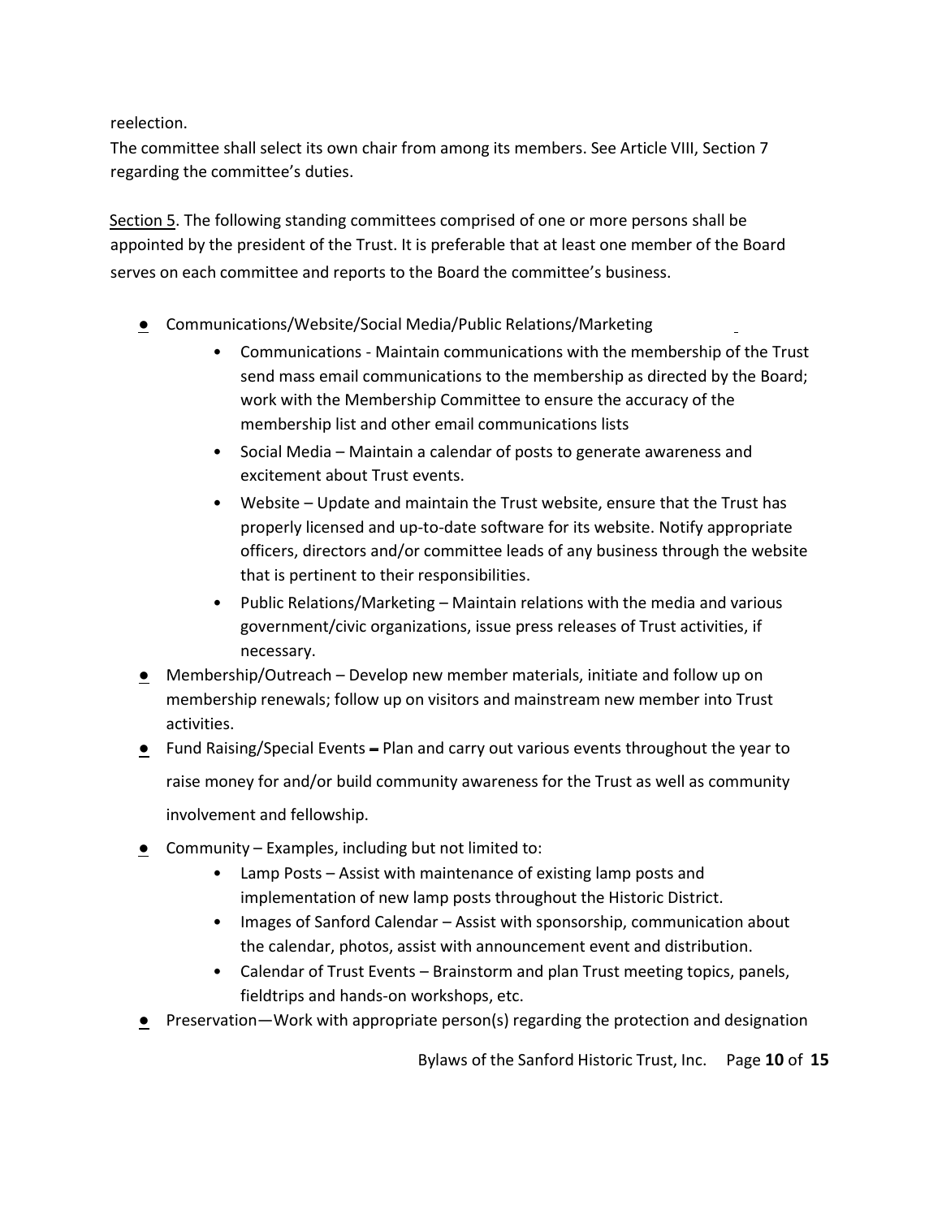reelection.

The committee shall select its own chair from among its members. See Article VIII, Section 7 regarding the committee's duties.

Section 5. The following standing committees comprised of one or more persons shall be appointed by the president of the Trust. It is preferable that at least one member of the Board serves on each committee and reports to the Board the committee's business.

- Communications/Website/Social Media/Public Relations/Marketing
    - Communications - Maintain communications with the membership of the Trust send mass email communications to the membership as directed by the Board; work with the Membership Committee to ensure the accuracy of the membership list and other email communications lists
    - Social Media – Maintain a calendar of posts to generate awareness and excitement about Trust events.
    - Website – Update and maintain the Trust website, ensure that the Trust has properly licensed and up-to-date software for its website. Notify appropriate officers, directors and/or committee leads of any business through the website that is pertinent to their responsibilities.
    - Public Relations/Marketing – Maintain relations with the media and various government/civic organizations, issue press releases of Trust activities, if necessary.
- Membership/Outreach – Develop new member materials, initiate and follow up on membership renewals; follow up on visitors and mainstream new member into Trust activities.
- Fund Raising/Special Events – Plan and carry out various events throughout the year to raise money for and/or build community awareness for the Trust as well as community involvement and fellowship.
- Community – Examples, including but not limited to:
    - Lamp Posts – Assist with maintenance of existing lamp posts and implementation of new lamp posts throughout the Historic District.
    - Images of Sanford Calendar – Assist with sponsorship, communication about the calendar, photos, assist with announcement event and distribution.
    - Calendar of Trust Events – Brainstorm and plan Trust meeting topics, panels, fieldtrips and hands-on workshops, etc.
- Preservation—Work with appropriate person(s) regarding the protection and designation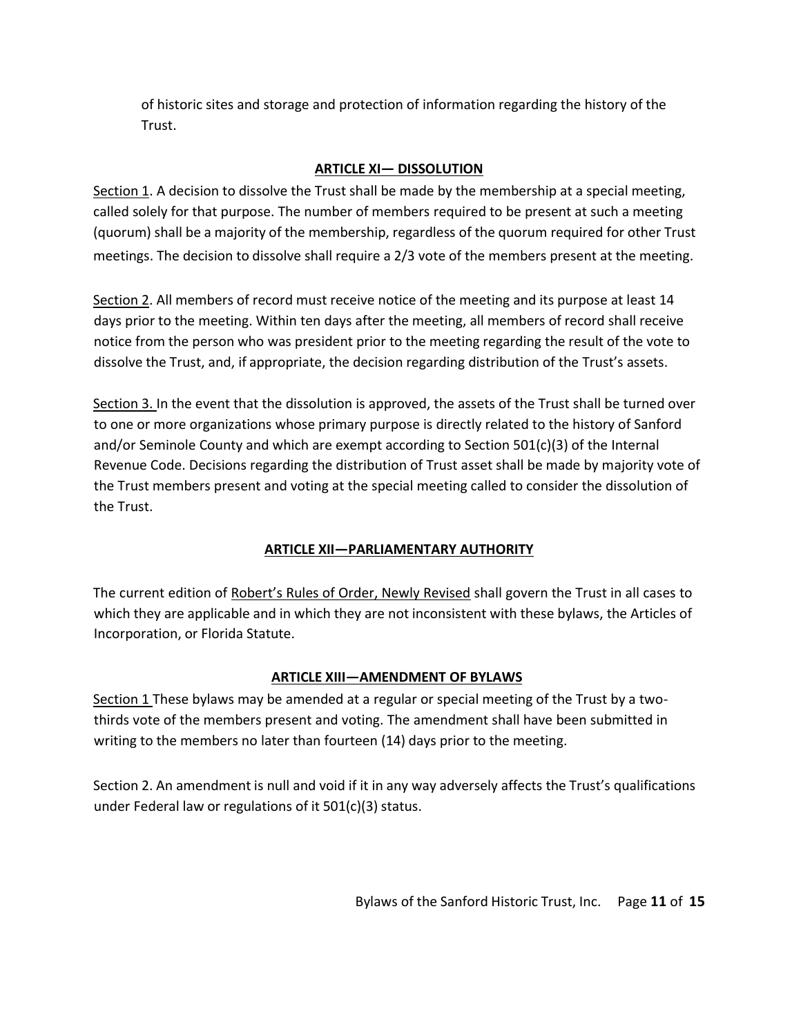of historic sites and storage and protection of information regarding the history of the Trust.

## ARTICLE XI— DISSOLUTION

Section 1. A decision to dissolve the Trust shall be made by the membership at a special meeting, called solely for that purpose. The number of members required to be present at such a meeting (quorum) shall be a majority of the membership, regardless of the quorum required for other Trust meetings. The decision to dissolve shall require a 2/3 vote of the members present at the meeting.

Section 2. All members of record must receive notice of the meeting and its purpose at least 14 days prior to the meeting. Within ten days after the meeting, all members of record shall receive notice from the person who was president prior to the meeting regarding the result of the vote to dissolve the Trust, and, if appropriate, the decision regarding distribution of the Trust's assets.

Section 3. In the event that the dissolution is approved, the assets of the Trust shall be turned over to one or more organizations whose primary purpose is directly related to the history of Sanford and/or Seminole County and which are exempt according to Section 501(c)(3) of the Internal Revenue Code. Decisions regarding the distribution of Trust asset shall be made by majority vote of the Trust members present and voting at the special meeting called to consider the dissolution of the Trust.

## ARTICLE XII—PARLIAMENTARY AUTHORITY

The current edition of Robert's Rules of Order, Newly Revised shall govern the Trust in all cases to which they are applicable and in which they are not inconsistent with these bylaws, the Articles of Incorporation, or Florida Statute.

## ARTICLE XIII—AMENDMENT OF BYLAWS

Section 1 These bylaws may be amended at a regular or special meeting of the Trust by a two-thirds vote of the members present and voting. The amendment shall have been submitted in writing to the members no later than fourteen (14) days prior to the meeting.

Section 2. An amendment is null and void if it in any way adversely affects the Trust's qualifications under Federal law or regulations of it 501(c)(3) status.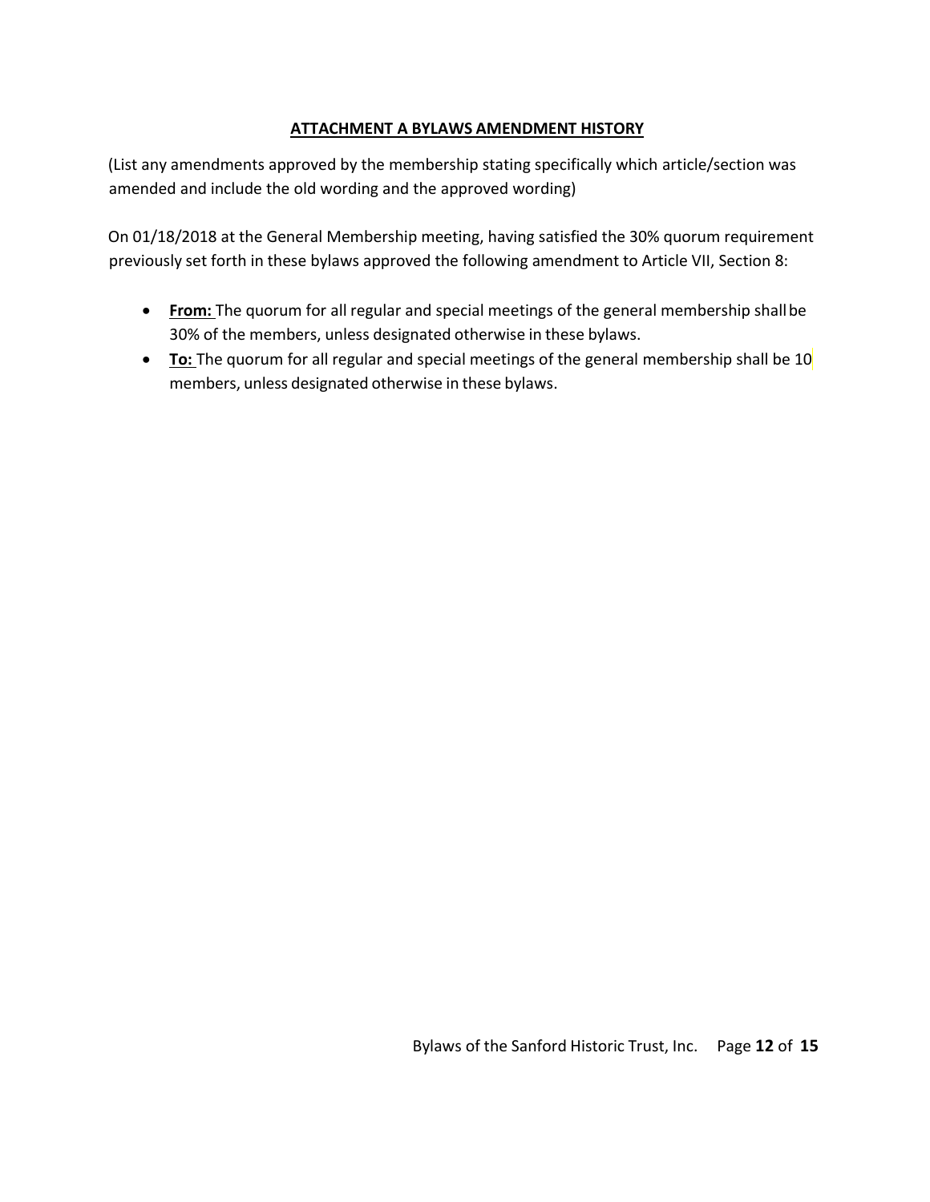## ATTACHMENT A BYLAWS AMENDMENT HISTORY

(List any amendments approved by the membership stating specifically which article/section was amended and include the old wording and the approved wording)

On 01/18/2018 at the General Membership meeting, having satisfied the 30% quorum requirement previously set forth in these bylaws approved the following amendment to Article VII, Section 8:

- **From:** The quorum for all regular and special meetings of the general membership shall be 30% of the members, unless designated otherwise in these bylaws.
- **To:** The quorum for all regular and special meetings of the general membership shall be 10 members, unless designated otherwise in these bylaws.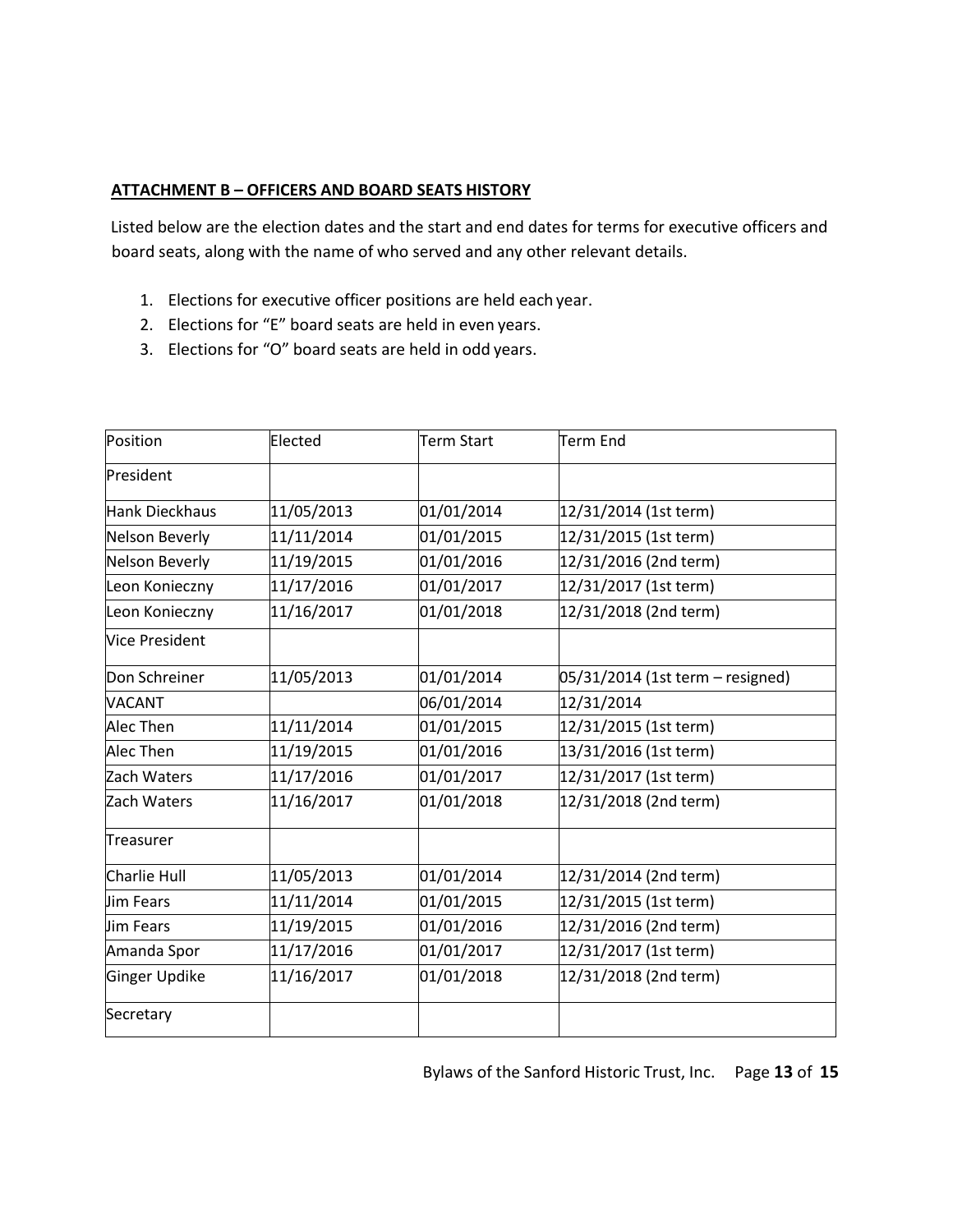**ATTACHMENT B – OFFICERS AND BOARD SEATS HISTORY**

Listed below are the election dates and the start and end dates for terms for executive officers and board seats, along with the name of who served and any other relevant details.

1. Elections for executive officer positions are held each year.
2. Elections for "E" board seats are held in even years.
3. Elections for "O" board seats are held in odd years.

| Position | Elected | Term Start | Term End |
|---|---|---|---|
| President | | | |
| Hank Dieckhaus | 11/05/2013 | 01/01/2014 | 12/31/2014 (1st term) |
| Nelson Beverly | 11/11/2014 | 01/01/2015 | 12/31/2015 (1st term) |
| Nelson Beverly | 11/19/2015 | 01/01/2016 | 12/31/2016 (2nd term) |
| Leon Konieczny | 11/17/2016 | 01/01/2017 | 12/31/2017 (1st term) |
| Leon Konieczny | 11/16/2017 | 01/01/2018 | 12/31/2018 (2nd term) |
| Vice President | | | |
| Don Schreiner | 11/05/2013 | 01/01/2014 | 05/31/2014 (1st term – resigned) |
| VACANT | | 06/01/2014 | 12/31/2014 |
| Alec Then | 11/11/2014 | 01/01/2015 | 12/31/2015 (1st term) |
| Alec Then | 11/19/2015 | 01/01/2016 | 13/31/2016 (1st term) |
| Zach Waters | 11/17/2016 | 01/01/2017 | 12/31/2017 (1st term) |
| Zach Waters | 11/16/2017 | 01/01/2018 | 12/31/2018 (2nd term) |
| Treasurer | | | |
| Charlie Hull | 11/05/2013 | 01/01/2014 | 12/31/2014 (2nd term) |
| Jim Fears | 11/11/2014 | 01/01/2015 | 12/31/2015 (1st term) |
| Jim Fears | 11/19/2015 | 01/01/2016 | 12/31/2016 (2nd term) |
| Amanda Spor | 11/17/2016 | 01/01/2017 | 12/31/2017 (1st term) |
| Ginger Updike | 11/16/2017 | 01/01/2018 | 12/31/2018 (2nd term) |
| Secretary | | | |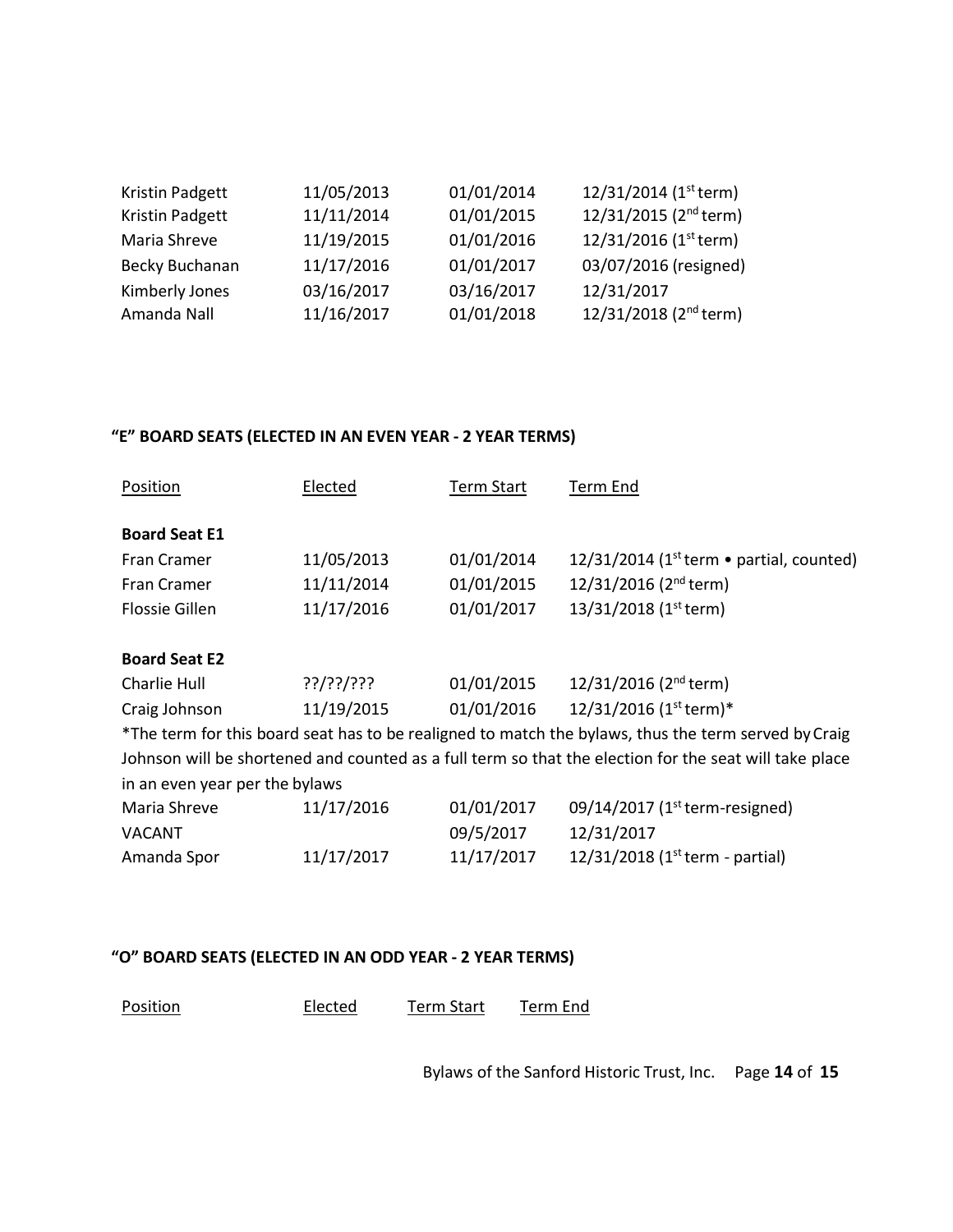| | | | |
|---|---|---|---|
| Kristin Padgett | 11/05/2013 | 01/01/2014 | 12/31/2014 (1st term) |
| Kristin Padgett | 11/11/2014 | 01/01/2015 | 12/31/2015 (2nd term) |
| Maria Shreve | 11/19/2015 | 01/01/2016 | 12/31/2016 (1st term) |
| Becky Buchanan | 11/17/2016 | 01/01/2017 | 03/07/2016 (resigned) |
| Kimberly Jones | 03/16/2017 | 03/16/2017 | 12/31/2017 |
| Amanda Nall | 11/16/2017 | 01/01/2018 | 12/31/2018 (2nd term) |

### "E" BOARD SEATS (ELECTED IN AN EVEN YEAR - 2 YEAR TERMS)

| Position | Elected | Term Start | Term End |
|---|---|---|---|
| **Board Seat E1** | | | |
| Fran Cramer | 11/05/2013 | 01/01/2014 | 12/31/2014 (1st term • partial, counted) |
| Fran Cramer | 11/11/2014 | 01/01/2015 | 12/31/2016 (2nd term) |
| Flossie Gillen | 11/17/2016 | 01/01/2017 | 13/31/2018 (1st term) |
| **Board Seat E2** | | | |
| Charlie Hull | ??/??/??? | 01/01/2015 | 12/31/2016 (2nd term) |
| Craig Johnson | 11/19/2015 | 01/01/2016 | 12/31/2016 (1st term)* |

*The term for this board seat has to be realigned to match the bylaws, thus the term served by Craig Johnson will be shortened and counted as a full term so that the election for the seat will take place in an even year per the bylaws

| | | | |
|---|---|---|---|
| Maria Shreve | 11/17/2016 | 01/01/2017 | 09/14/2017 (1st term-resigned) |
| VACANT | | 09/5/2017 | 12/31/2017 |
| Amanda Spor | 11/17/2017 | 11/17/2017 | 12/31/2018 (1st term - partial) |

### "O" BOARD SEATS (ELECTED IN AN ODD YEAR - 2 YEAR TERMS)

| Position | Elected | Term Start | Term End |
|---|---|---|---|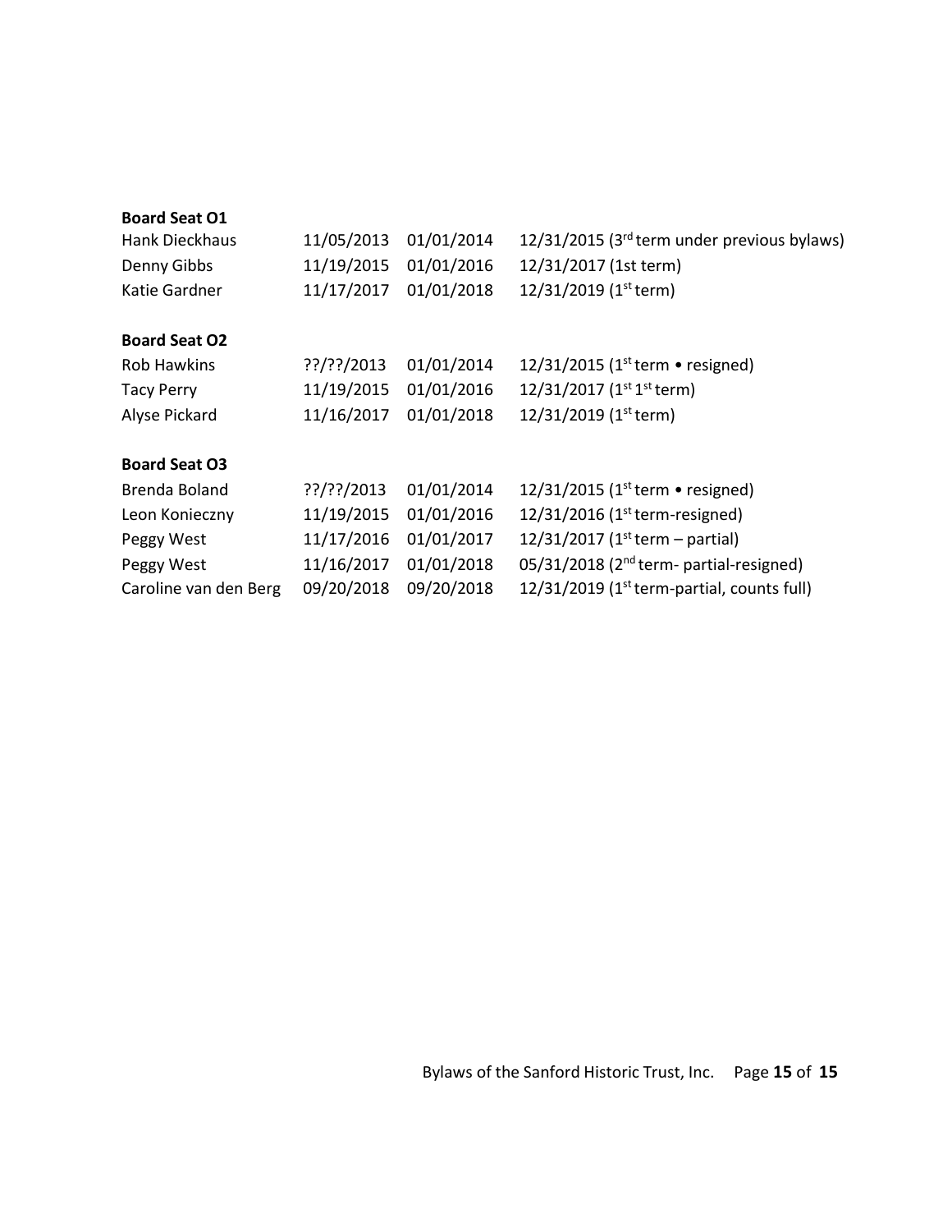**Board Seat O1**

| | | | |
|---|---|---|---|
| Hank Dieckhaus | 11/05/2013 | 01/01/2014 | 12/31/2015 (3rd term under previous bylaws) |
| Denny Gibbs | 11/19/2015 | 01/01/2016 | 12/31/2017 (1st term) |
| Katie Gardner | 11/17/2017 | 01/01/2018 | 12/31/2019 (1st term) |

**Board Seat O2**

| | | | |
|---|---|---|---|
| Rob Hawkins | ??/??/2013 | 01/01/2014 | 12/31/2015 (1st term • resigned) |
| Tacy Perry | 11/19/2015 | 01/01/2016 | 12/31/2017 (1st 1st term) |
| Alyse Pickard | 11/16/2017 | 01/01/2018 | 12/31/2019 (1st term) |

**Board Seat O3**

| | | | |
|---|---|---|---|
| Brenda Boland | ??/??/2013 | 01/01/2014 | 12/31/2015 (1st term • resigned) |
| Leon Konieczny | 11/19/2015 | 01/01/2016 | 12/31/2016 (1st term-resigned) |
| Peggy West | 11/17/2016 | 01/01/2017 | 12/31/2017 (1st term – partial) |
| Peggy West | 11/16/2017 | 01/01/2018 | 05/31/2018 (2nd term- partial-resigned) |
| Caroline van den Berg | 09/20/2018 | 09/20/2018 | 12/31/2019 (1st term-partial, counts full) |